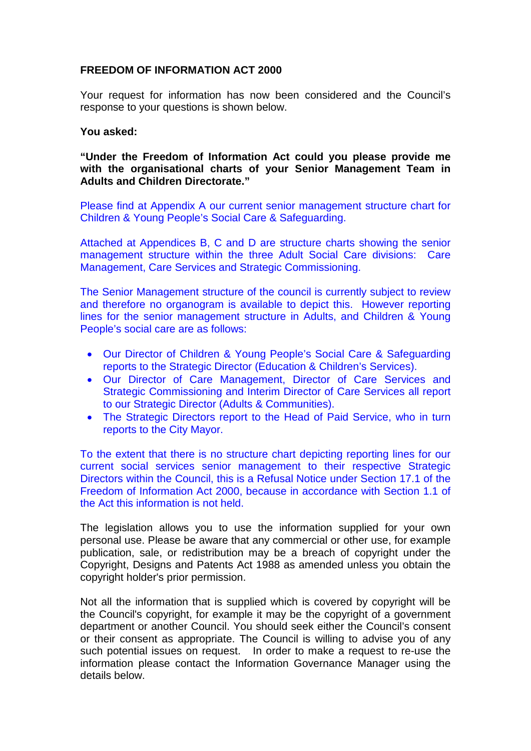**FREEDOM OF INFORMATION ACT 2000**

Your request for information has now been considered and the Council's response to your questions is shown below.

**You asked:**

**"Under the Freedom of Information Act could you please provide me with the organisational charts of your Senior Management Team in Adults and Children Directorate."**

Please find at Appendix A our current senior management structure chart for Children & Young People's Social Care & Safeguarding.

Attached at Appendices B, C and D are structure charts showing the senior management structure within the three Adult Social Care divisions: Care Management, Care Services and Strategic Commissioning.

The Senior Management structure of the council is currently subject to review and therefore no organogram is available to depict this. However reporting lines for the senior management structure in Adults, and Children & Young People's social care are as follows:

- Our Director of Children & Young People's Social Care & Safeguarding reports to the Strategic Director (Education & Children's Services).
- Our Director of Care Management, Director of Care Services and Strategic Commissioning and Interim Director of Care Services all report to our Strategic Director (Adults & Communities).
- The Strategic Directors report to the Head of Paid Service, who in turn reports to the City Mayor.

To the extent that there is no structure chart depicting reporting lines for our current social services senior management to their respective Strategic Directors within the Council, this is a Refusal Notice under Section 17.1 of the Freedom of Information Act 2000, because in accordance with Section 1.1 of the Act this information is not held.

The legislation allows you to use the information supplied for your own personal use. Please be aware that any commercial or other use, for example publication, sale, or redistribution may be a breach of copyright under the Copyright, Designs and Patents Act 1988 as amended unless you obtain the copyright holder's prior permission.

Not all the information that is supplied which is covered by copyright will be the Council's copyright, for example it may be the copyright of a government department or another Council. You should seek either the Council's consent or their consent as appropriate. The Council is willing to advise you of any such potential issues on request. In order to make a request to re-use the information please contact the Information Governance Manager using the details below.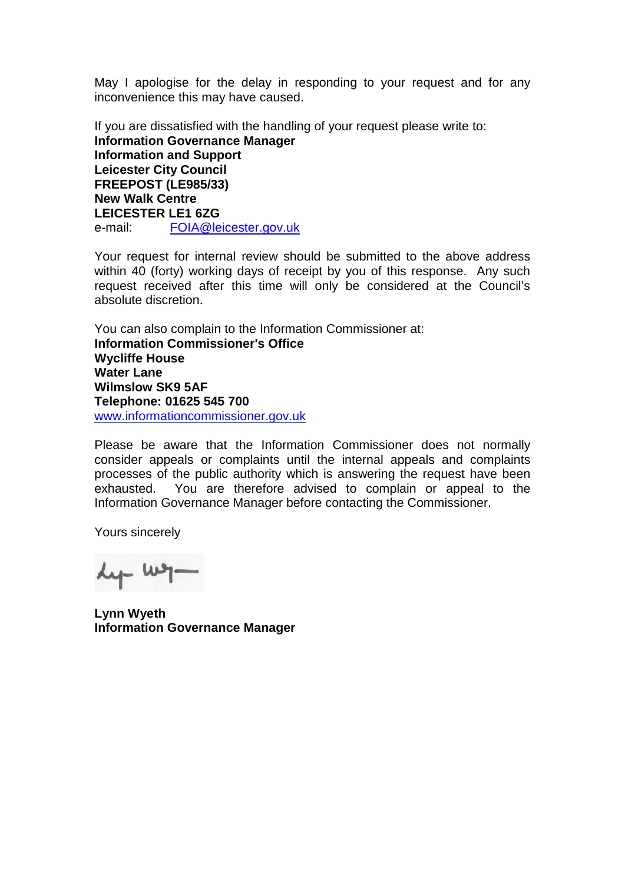May I apologise for the delay in responding to your request and for any inconvenience this may have caused.

If you are dissatisfied with the handling of your request please write to:
**Information Governance Manager**
**Information and Support**
**Leicester City Council**
**FREEPOST (LE985/33)**
**New Walk Centre**
**LEICESTER LE1 6ZG**
e-mail: FOIA@leicester.gov.uk

Your request for internal review should be submitted to the above address within 40 (forty) working days of receipt by you of this response. Any such request received after this time will only be considered at the Council's absolute discretion.

You can also complain to the Information Commissioner at:
**Information Commissioner's Office**
**Wycliffe House**
**Water Lane**
**Wilmslow SK9 5AF**
**Telephone: 01625 545 700**
www.informationcommissioner.gov.uk

Please be aware that the Information Commissioner does not normally consider appeals or complaints until the internal appeals and complaints processes of the public authority which is answering the request have been exhausted. You are therefore advised to complain or appeal to the Information Governance Manager before contacting the Commissioner.

Yours sincerely

**Lynn Wyeth**
**Information Governance Manager**